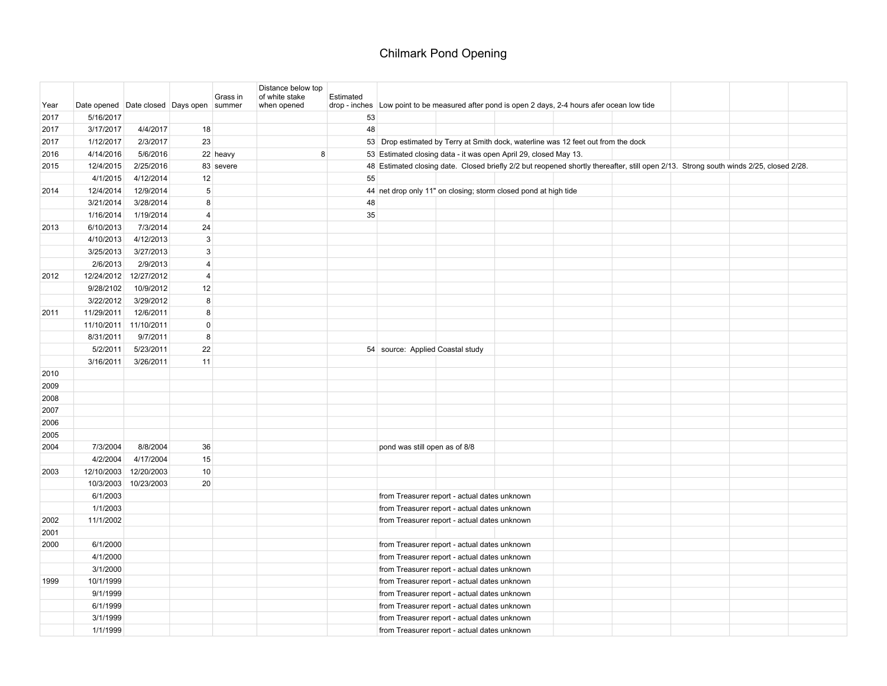# Chilmark Pond Opening

| Year | Date opened | Date closed | Days open | Grass in summer | Distance below top of white stake when opened | Estimated drop - inches | Low point to be measured after pond is open 2 days, 2-4 hours afer ocean low tide |
|---|---|---|---|---|---|---|---|
| 2017 | 5/16/2017 | | | | | 53 | |
| 2017 | 3/17/2017 | 4/4/2017 | 18 | | | 48 | |
| 2017 | 1/12/2017 | 2/3/2017 | 23 | | | 53 | Drop estimated by Terry at Smith dock, waterline was 12 feet out from the dock |
| 2016 | 4/14/2016 | 5/6/2016 | 22 | heavy | 8 | 53 | Estimated closing data - it was open April 29, closed May 13. |
| 2015 | 12/4/2015 | 2/25/2016 | 83 | severe | | 48 | Estimated closing date. Closed briefly 2/2 but reopened shortly thereafter, still open 2/13. Strong south winds 2/25, closed 2/28. |
| | 4/1/2015 | 4/12/2014 | 12 | | | 55 | |
| 2014 | 12/4/2014 | 12/9/2014 | 5 | | | 44 | net drop only 11" on closing; storm closed pond at high tide |
| | 3/21/2014 | 3/28/2014 | 8 | | | 48 | |
| | 1/16/2014 | 1/19/2014 | 4 | | | 35 | |
| 2013 | 6/10/2013 | 7/3/2014 | 24 | | | | |
| | 4/10/2013 | 4/12/2013 | 3 | | | | |
| | 3/25/2013 | 3/27/2013 | 3 | | | | |
| | 2/6/2013 | 2/9/2013 | 4 | | | | |
| 2012 | 12/24/2012 | 12/27/2012 | 4 | | | | |
| | 9/28/2102 | 10/9/2012 | 12 | | | | |
| | 3/22/2012 | 3/29/2012 | 8 | | | | |
| 2011 | 11/29/2011 | 12/6/2011 | 8 | | | | |
| | 11/10/2011 | 11/10/2011 | 0 | | | | |
| | 8/31/2011 | 9/7/2011 | 8 | | | | |
| | 5/2/2011 | 5/23/2011 | 22 | | | 54 | source: Applied Coastal study |
| | 3/16/2011 | 3/26/2011 | 11 | | | | |
| 2010 | | | | | | | |
| 2009 | | | | | | | |
| 2008 | | | | | | | |
| 2007 | | | | | | | |
| 2006 | | | | | | | |
| 2005 | | | | | | | |
| 2004 | 7/3/2004 | 8/8/2004 | 36 | | | | pond was still open as of 8/8 |
| | 4/2/2004 | 4/17/2004 | 15 | | | | |
| 2003 | 12/10/2003 | 12/20/2003 | 10 | | | | |
| | 10/3/2003 | 10/23/2003 | 20 | | | | |
| | 6/1/2003 | | | | | | from Treasurer report - actual dates unknown |
| | 1/1/2003 | | | | | | from Treasurer report - actual dates unknown |
| 2002 | 11/1/2002 | | | | | | from Treasurer report - actual dates unknown |
| 2001 | | | | | | | |
| 2000 | 6/1/2000 | | | | | | from Treasurer report - actual dates unknown |
| | 4/1/2000 | | | | | | from Treasurer report - actual dates unknown |
| | 3/1/2000 | | | | | | from Treasurer report - actual dates unknown |
| 1999 | 10/1/1999 | | | | | | from Treasurer report - actual dates unknown |
| | 9/1/1999 | | | | | | from Treasurer report - actual dates unknown |
| | 6/1/1999 | | | | | | from Treasurer report - actual dates unknown |
| | 3/1/1999 | | | | | | from Treasurer report - actual dates unknown |
| | 1/1/1999 | | | | | | from Treasurer report - actual dates unknown |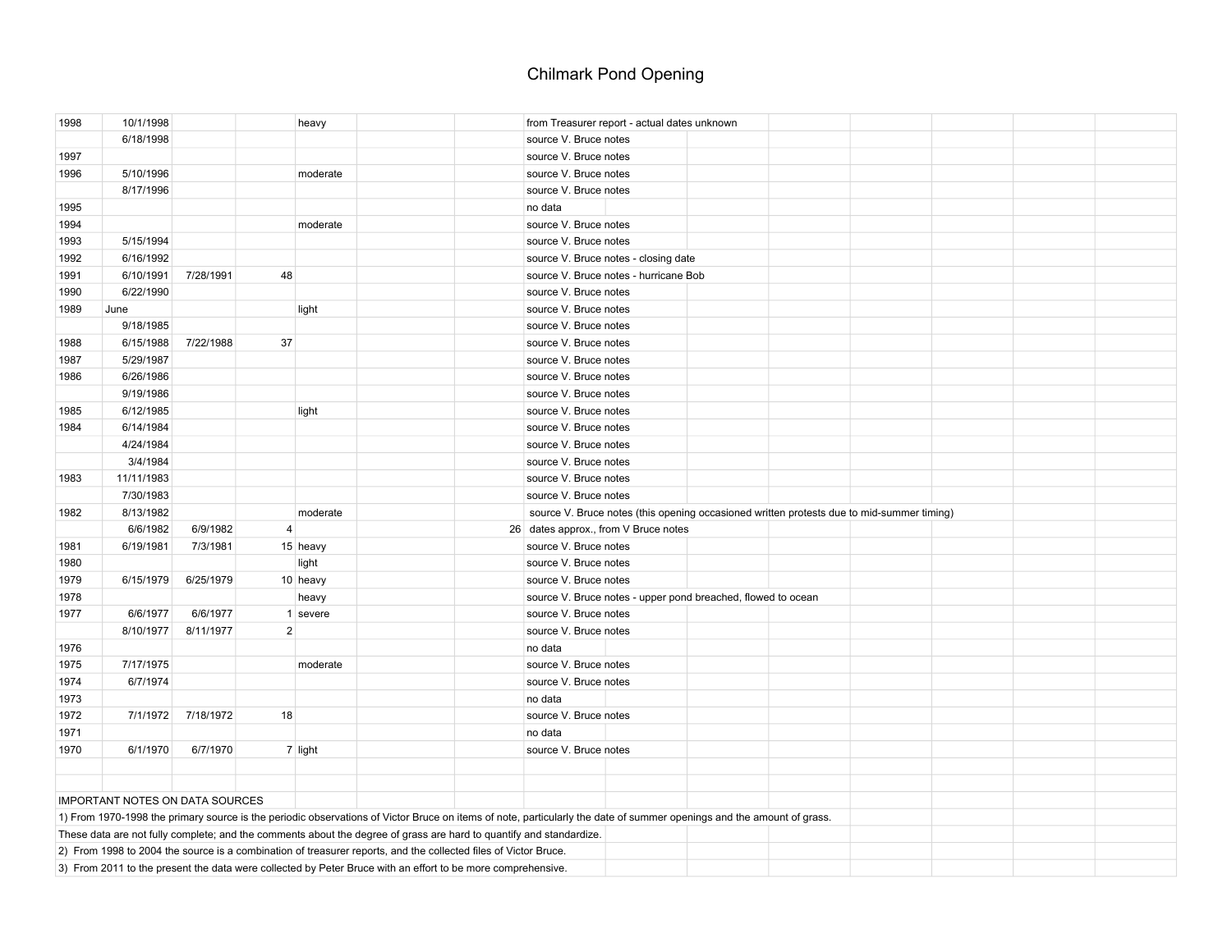# Chilmark Pond Opening

| | | | | | | | |
|---|---|---|---|---|---|---|---|
| 1998 | 10/1/1998 | | | heavy | | | from Treasurer report - actual dates unknown |
| | 6/18/1998 | | | | | | source V. Bruce notes |
| 1997 | | | | | | | source V. Bruce notes |
| 1996 | 5/10/1996 | | | moderate | | | source V. Bruce notes |
| | 8/17/1996 | | | | | | source V. Bruce notes |
| 1995 | | | | | | | no data |
| 1994 | | | | moderate | | | source V. Bruce notes |
| 1993 | 5/15/1994 | | | | | | source V. Bruce notes |
| 1992 | 6/16/1992 | | | | | | source V. Bruce notes - closing date |
| 1991 | 6/10/1991 | 7/28/1991 | 48 | | | | source V. Bruce notes - hurricane Bob |
| 1990 | 6/22/1990 | | | | | | source V. Bruce notes |
| 1989 | June | | | light | | | source V. Bruce notes |
| | 9/18/1985 | | | | | | source V. Bruce notes |
| 1988 | 6/15/1988 | 7/22/1988 | 37 | | | | source V. Bruce notes |
| 1987 | 5/29/1987 | | | | | | source V. Bruce notes |
| 1986 | 6/26/1986 | | | | | | source V. Bruce notes |
| | 9/19/1986 | | | | | | source V. Bruce notes |
| 1985 | 6/12/1985 | | | light | | | source V. Bruce notes |
| 1984 | 6/14/1984 | | | | | | source V. Bruce notes |
| | 4/24/1984 | | | | | | source V. Bruce notes |
| | 3/4/1984 | | | | | | source V. Bruce notes |
| 1983 | 11/11/1983 | | | | | | source V. Bruce notes |
| | 7/30/1983 | | | | | | source V. Bruce notes |
| 1982 | 8/13/1982 | | | moderate | | | source V. Bruce notes (this opening occasioned written protests due to mid-summer timing) |
| | 6/6/1982 | 6/9/1982 | 4 | | | 26 | dates approx., from V Bruce notes |
| 1981 | 6/19/1981 | 7/3/1981 | 15 | heavy | | | source V. Bruce notes |
| 1980 | | | | light | | | source V. Bruce notes |
| 1979 | 6/15/1979 | 6/25/1979 | 10 | heavy | | | source V. Bruce notes |
| 1978 | | | | heavy | | | source V. Bruce notes - upper pond breached, flowed to ocean |
| 1977 | 6/6/1977 | 6/6/1977 | 1 | severe | | | source V. Bruce notes |
| | 8/10/1977 | 8/11/1977 | 2 | | | | source V. Bruce notes |
| 1976 | | | | | | | no data |
| 1975 | 7/17/1975 | | | moderate | | | source V. Bruce notes |
| 1974 | 6/7/1974 | | | | | | source V. Bruce notes |
| 1973 | | | | | | | no data |
| 1972 | 7/1/1972 | 7/18/1972 | 18 | | | | source V. Bruce notes |
| 1971 | | | | | | | no data |
| 1970 | 6/1/1970 | 6/7/1970 | 7 | light | | | source V. Bruce notes |

IMPORTANT NOTES ON DATA SOURCES

1) From 1970-1998 the primary source is the periodic observations of Victor Bruce on items of note, particularly the date of summer openings and the amount of grass.
These data are not fully complete; and the comments about the degree of grass are hard to quantify and standardize.

2) From 1998 to 2004 the source is a combination of treasurer reports, and the collected files of Victor Bruce.

3) From 2011 to the present the data were collected by Peter Bruce with an effort to be more comprehensive.